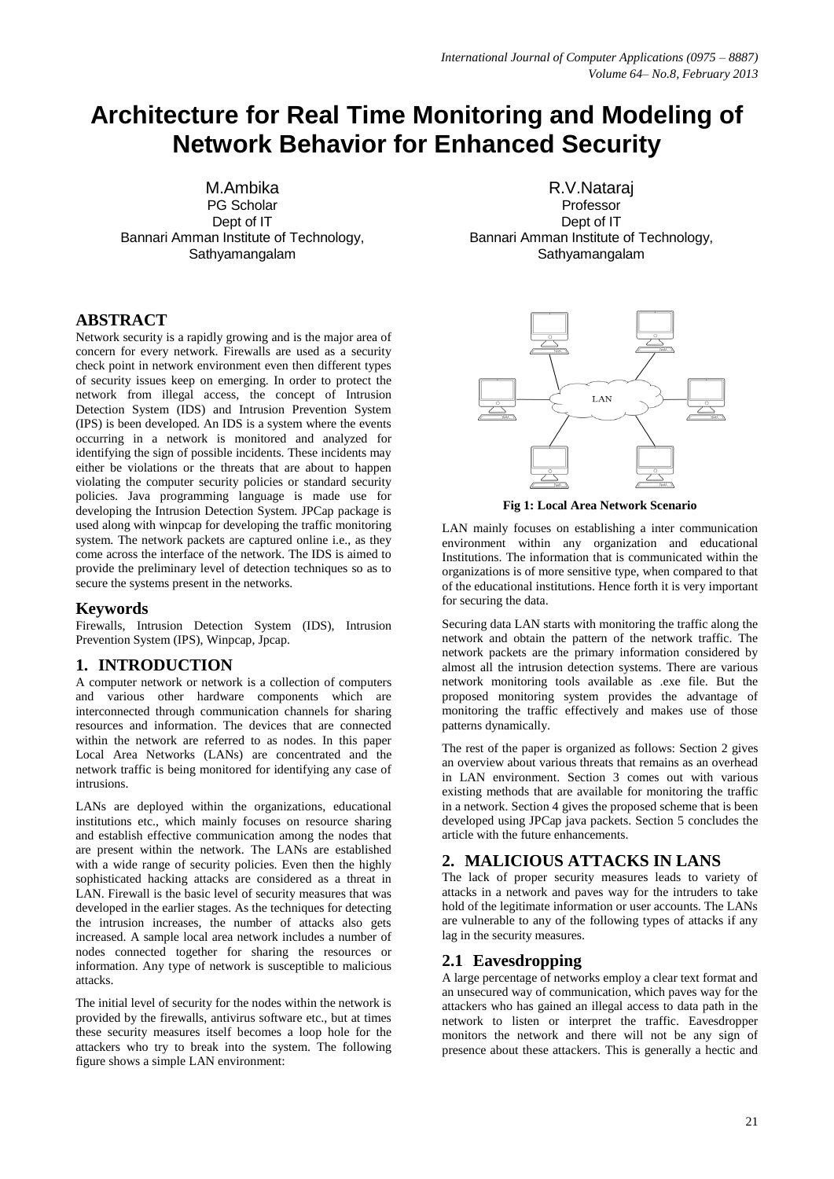# Architecture for Real Time Monitoring and Modeling of Network Behavior for Enhanced Security

M.Ambika
PG Scholar
Dept of IT
Bannari Amman Institute of Technology, Sathyamangalam

R.V.Nataraj
Professor
Dept of IT
Bannari Amman Institute of Technology, Sathyamangalam

## ABSTRACT

Network security is a rapidly growing and is the major area of concern for every network. Firewalls are used as a security check point in network environment even then different types of security issues keep on emerging. In order to protect the network from illegal access, the concept of Intrusion Detection System (IDS) and Intrusion Prevention System (IPS) is been developed. An IDS is a system where the events occurring in a network is monitored and analyzed for identifying the sign of possible incidents. These incidents may either be violations or the threats that are about to happen violating the computer security policies or standard security policies. Java programming language is made use for developing the Intrusion Detection System. JPCap package is used along with winpcap for developing the traffic monitoring system. The network packets are captured online i.e., as they come across the interface of the network. The IDS is aimed to provide the preliminary level of detection techniques so as to secure the systems present in the networks.

## Keywords

Firewalls, Intrusion Detection System (IDS), Intrusion Prevention System (IPS), Winpcap, Jpcap.

## 1. INTRODUCTION

A computer network or network is a collection of computers and various other hardware components which are interconnected through communication channels for sharing resources and information. The devices that are connected within the network are referred to as nodes. In this paper Local Area Networks (LANs) are concentrated and the network traffic is being monitored for identifying any case of intrusions.

LANs are deployed within the organizations, educational institutions etc., which mainly focuses on resource sharing and establish effective communication among the nodes that are present within the network. The LANs are established with a wide range of security policies. Even then the highly sophisticated hacking attacks are considered as a threat in LAN. Firewall is the basic level of security measures that was developed in the earlier stages. As the techniques for detecting the intrusion increases, the number of attacks also gets increased. A sample local area network includes a number of nodes connected together for sharing the resources or information. Any type of network is susceptible to malicious attacks.

The initial level of security for the nodes within the network is provided by the firewalls, antivirus software etc., but at times these security measures itself becomes a loop hole for the attackers who try to break into the system. The following figure shows a simple LAN environment:

**Fig 1: Local Area Network Scenario**

LAN mainly focuses on establishing a inter communication environment within any organization and educational Institutions. The information that is communicated within the organizations is of more sensitive type, when compared to that of the educational institutions. Hence forth it is very important for securing the data.

Securing data LAN starts with monitoring the traffic along the network and obtain the pattern of the network traffic. The network packets are the primary information considered by almost all the intrusion detection systems. There are various network monitoring tools available as .exe file. But the proposed monitoring system provides the advantage of monitoring the traffic effectively and makes use of those patterns dynamically.

The rest of the paper is organized as follows: Section 2 gives an overview about various threats that remains as an overhead in LAN environment. Section 3 comes out with various existing methods that are available for monitoring the traffic in a network. Section 4 gives the proposed scheme that is been developed using JPCap java packets. Section 5 concludes the article with the future enhancements.

## 2. MALICIOUS ATTACKS IN LANS

The lack of proper security measures leads to variety of attacks in a network and paves way for the intruders to take hold of the legitimate information or user accounts. The LANs are vulnerable to any of the following types of attacks if any lag in the security measures.

### 2.1 Eavesdropping

A large percentage of networks employ a clear text format and an unsecured way of communication, which paves way for the attackers who has gained an illegal access to data path in the network to listen or interpret the traffic. Eavesdropper monitors the network and there will not be any sign of presence about these attackers. This is generally a hectic and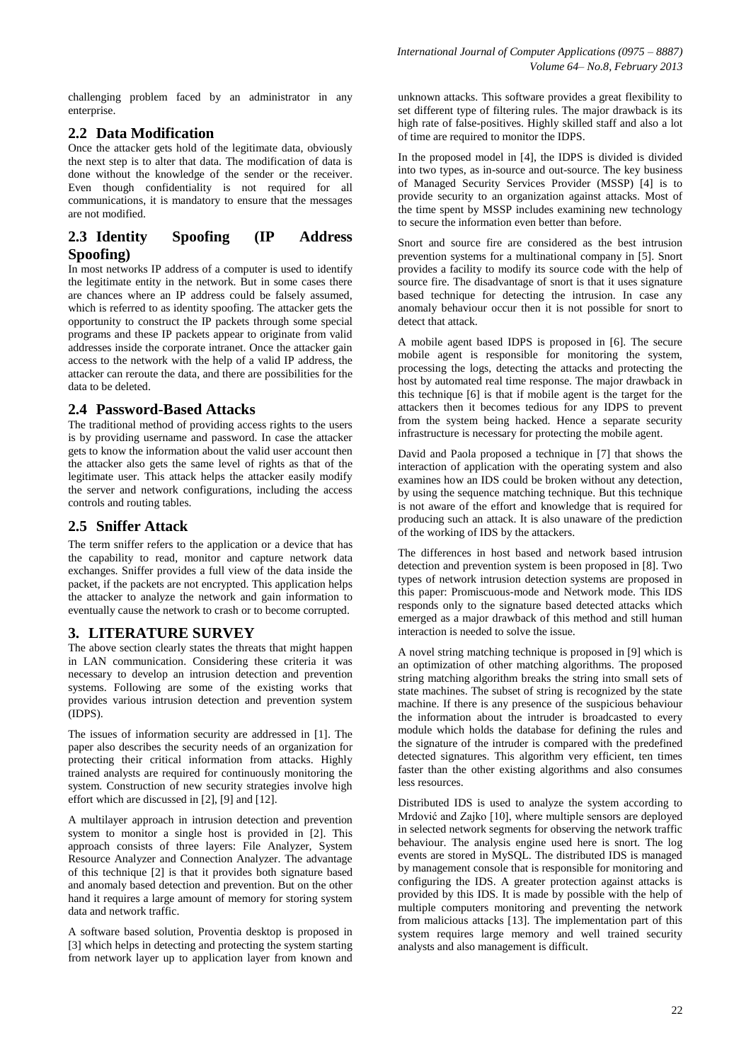challenging problem faced by an administrator in any enterprise.

## 2.2 Data Modification

Once the attacker gets hold of the legitimate data, obviously the next step is to alter that data. The modification of data is done without the knowledge of the sender or the receiver. Even though confidentiality is not required for all communications, it is mandatory to ensure that the messages are not modified.

## 2.3 Identity Spoofing (IP Address Spoofing)

In most networks IP address of a computer is used to identify the legitimate entity in the network. But in some cases there are chances where an IP address could be falsely assumed, which is referred to as identity spoofing. The attacker gets the opportunity to construct the IP packets through some special programs and these IP packets appear to originate from valid addresses inside the corporate intranet. Once the attacker gain access to the network with the help of a valid IP address, the attacker can reroute the data, and there are possibilities for the data to be deleted.

## 2.4 Password-Based Attacks

The traditional method of providing access rights to the users is by providing username and password. In case the attacker gets to know the information about the valid user account then the attacker also gets the same level of rights as that of the legitimate user. This attack helps the attacker easily modify the server and network configurations, including the access controls and routing tables.

## 2.5 Sniffer Attack

The term sniffer refers to the application or a device that has the capability to read, monitor and capture network data exchanges. Sniffer provides a full view of the data inside the packet, if the packets are not encrypted. This application helps the attacker to analyze the network and gain information to eventually cause the network to crash or to become corrupted.

# 3. LITERATURE SURVEY

The above section clearly states the threats that might happen in LAN communication. Considering these criteria it was necessary to develop an intrusion detection and prevention systems. Following are some of the existing works that provides various intrusion detection and prevention system (IDPS).

The issues of information security are addressed in [1]. The paper also describes the security needs of an organization for protecting their critical information from attacks. Highly trained analysts are required for continuously monitoring the system. Construction of new security strategies involve high effort which are discussed in [2], [9] and [12].

A multilayer approach in intrusion detection and prevention system to monitor a single host is provided in [2]. This approach consists of three layers: File Analyzer, System Resource Analyzer and Connection Analyzer. The advantage of this technique [2] is that it provides both signature based and anomaly based detection and prevention. But on the other hand it requires a large amount of memory for storing system data and network traffic.

A software based solution, Proventia desktop is proposed in [3] which helps in detecting and protecting the system starting from network layer up to application layer from known and unknown attacks. This software provides a great flexibility to set different type of filtering rules. The major drawback is its high rate of false-positives. Highly skilled staff and also a lot of time are required to monitor the IDPS.

In the proposed model in [4], the IDPS is divided is divided into two types, as in-source and out-source. The key business of Managed Security Services Provider (MSSP) [4] is to provide security to an organization against attacks. Most of the time spent by MSSP includes examining new technology to secure the information even better than before.

Snort and source fire are considered as the best intrusion prevention systems for a multinational company in [5]. Snort provides a facility to modify its source code with the help of source fire. The disadvantage of snort is that it uses signature based technique for detecting the intrusion. In case any anomaly behaviour occur then it is not possible for snort to detect that attack.

A mobile agent based IDPS is proposed in [6]. The secure mobile agent is responsible for monitoring the system, processing the logs, detecting the attacks and protecting the host by automated real time response. The major drawback in this technique [6] is that if mobile agent is the target for the attackers then it becomes tedious for any IDPS to prevent from the system being hacked. Hence a separate security infrastructure is necessary for protecting the mobile agent.

David and Paola proposed a technique in [7] that shows the interaction of application with the operating system and also examines how an IDS could be broken without any detection, by using the sequence matching technique. But this technique is not aware of the effort and knowledge that is required for producing such an attack. It is also unaware of the prediction of the working of IDS by the attackers.

The differences in host based and network based intrusion detection and prevention system is been proposed in [8]. Two types of network intrusion detection systems are proposed in this paper: Promiscuous-mode and Network mode. This IDS responds only to the signature based detected attacks which emerged as a major drawback of this method and still human interaction is needed to solve the issue.

A novel string matching technique is proposed in [9] which is an optimization of other matching algorithms. The proposed string matching algorithm breaks the string into small sets of state machines. The subset of string is recognized by the state machine. If there is any presence of the suspicious behaviour the information about the intruder is broadcasted to every module which holds the database for defining the rules and the signature of the intruder is compared with the predefined detected signatures. This algorithm very efficient, ten times faster than the other existing algorithms and also consumes less resources.

Distributed IDS is used to analyze the system according to Mrdović and Zajko [10], where multiple sensors are deployed in selected network segments for observing the network traffic behaviour. The analysis engine used here is snort. The log events are stored in MySQL. The distributed IDS is managed by management console that is responsible for monitoring and configuring the IDS. A greater protection against attacks is provided by this IDS. It is made by possible with the help of multiple computers monitoring and preventing the network from malicious attacks [13]. The implementation part of this system requires large memory and well trained security analysts and also management is difficult.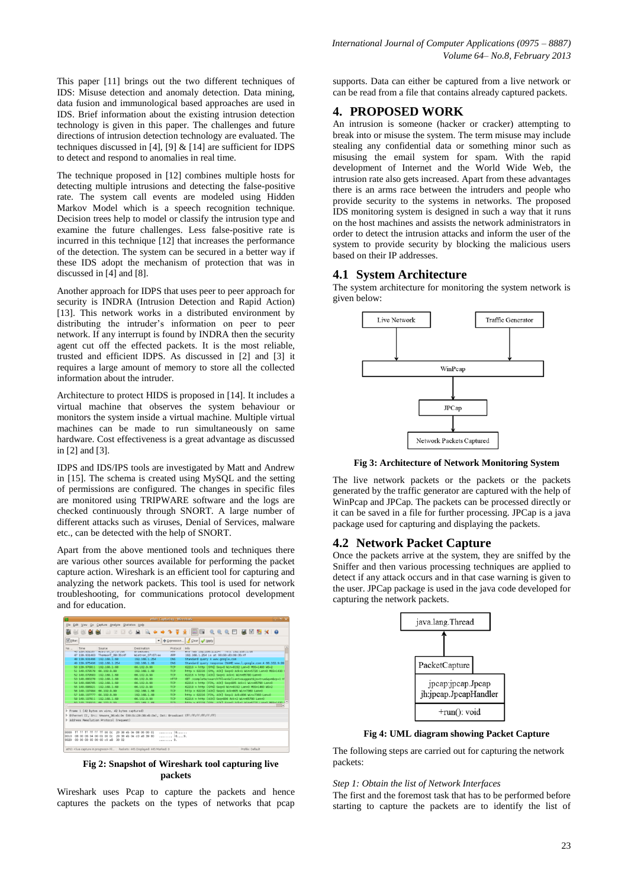This paper [11] brings out the two different techniques of IDS: Misuse detection and anomaly detection. Data mining, data fusion and immunological based approaches are used in IDS. Brief information about the existing intrusion detection technology is given in this paper. The challenges and future directions of intrusion detection technology are evaluated. The techniques discussed in [4], [9] & [14] are sufficient for IDPS to detect and respond to anomalies in real time.

The technique proposed in [12] combines multiple hosts for detecting multiple intrusions and detecting the false-positive rate. The system call events are modeled using Hidden Markov Model which is a speech recognition technique. Decision trees help to model or classify the intrusion type and examine the future challenges. Less false-positive rate is incurred in this technique [12] that increases the performance of the detection. The system can be secured in a better way if these IDS adopt the mechanism of protection that was in discussed in [4] and [8].

Another approach for IDPS that uses peer to peer approach for security is INDRA (Intrusion Detection and Rapid Action) [13]. This network works in a distributed environment by distributing the intruder's information on peer to peer network. If any interrupt is found by INDRA then the security agent cut off the effected packets. It is the most reliable, trusted and efficient IDPS. As discussed in [2] and [3] it requires a large amount of memory to store all the collected information about the intruder.

Architecture to protect HIDS is proposed in [14]. It includes a virtual machine that observes the system behaviour or monitors the system inside a virtual machine. Multiple virtual machines can be made to run simultaneously on same hardware. Cost effectiveness is a great advantage as discussed in [2] and [3].

IDPS and IDS/IPS tools are investigated by Matt and Andrew in [15]. The schema is created using MySQL and the setting of permissions are configured. The changes in specific files are monitored using TRIPWARE software and the logs are checked continuously through SNORT. A large number of different attacks such as viruses, Denial of Services, malware etc., can be detected with the help of SNORT.

Apart from the above mentioned tools and techniques there are various other sources available for performing the packet capture action. Wireshark is an efficient tool for capturing and analyzing the network packets. This tool is used for network troubleshooting, for communications protocol development and for education.

**Fig 2: Snapshot of Wireshark tool capturing live packets**

Wireshark uses Pcap to capture the packets and hence captures the packets on the types of networks that pcap supports. Data can either be captured from a live network or can be read from a file that contains already captured packets.

## 4. PROPOSED WORK

An intrusion is someone (hacker or cracker) attempting to break into or misuse the system. The term misuse may include stealing any confidential data or something minor such as misusing the email system for spam. With the rapid development of Internet and the World Wide Web, the intrusion rate also gets increased. Apart from these advantages there is an arms race between the intruders and people who provide security to the systems in networks. The proposed IDS monitoring system is designed in such a way that it runs on the host machines and assists the network administrators in order to detect the intrusion attacks and inform the user of the system to provide security by blocking the malicious users based on their IP addresses.

### 4.1 System Architecture

The system architecture for monitoring the system network is given below:

**Fig 3: Architecture of Network Monitoring System**

The live network packets or the packets or the packets generated by the traffic generator are captured with the help of WinPcap and JPCap. The packets can be processed directly or it can be saved in a file for further processing. JPCap is a java package used for capturing and displaying the packets.

### 4.2 Network Packet Capture

Once the packets arrive at the system, they are sniffed by the Sniffer and then various processing techniques are applied to detect if any attack occurs and in that case warning is given to the user. JPCap package is used in the java code developed for capturing the network packets.

**Fig 4: UML diagram showing Packet Capture**

The following steps are carried out for capturing the network packets:

*Step 1: Obtain the list of Network Interfaces*

The first and the foremost task that has to be performed before starting to capture the packets are to identify the list of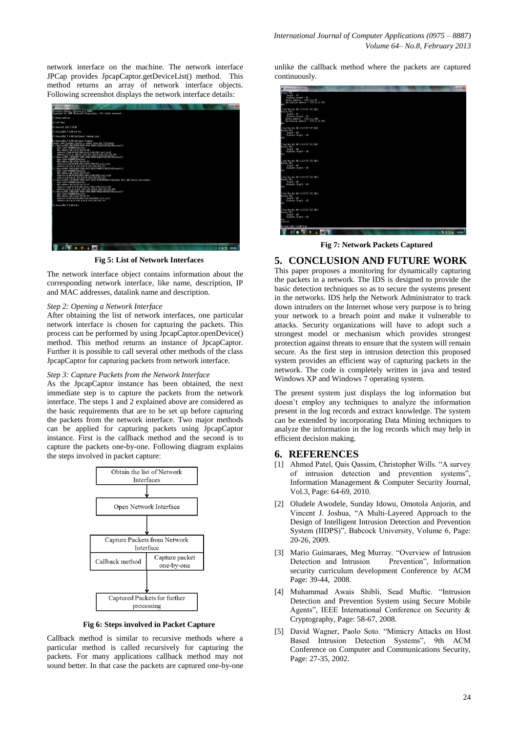network interface on the machine. The network interface JPCap provides JpcapCaptor.getDeviceList() method. This method returns an array of network interface objects. Following screenshot displays the network interface details:

**Fig 5: List of Network Interfaces**

The network interface object contains information about the corresponding network interface, like name, description, IP and MAC addresses, datalink name and description.

*Step 2: Opening a Network Interface*

After obtaining the list of network interfaces, one particular network interface is chosen for capturing the packets. This process can be performed by using JpcapCaptor.openDevice() method. This method returns an instance of JpcapCaptor. Further it is possible to call several other methods of the class JpcapCaptor for capturing packets from network interface.

*Step 3: Capture Packets from the Network Interface*

As the JpcapCaptor instance has been obtained, the next immediate step is to capture the packets from the network interface. The steps 1 and 2 explained above are considered as the basic requirements that are to be set up before capturing the packets from the network interface. Two major methods can be applied for capturing packets using JpcapCaptor instance. First is the callback method and the second is to capture the packets one-by-one. Following diagram explains the steps involved in packet capture:

Obtain the list of Network Interfaces

Open Network Interface

Capture Packets from Network Interface

Callback method | Capture packet one-by-one

Captured Packets for further processing

**Fig 6: Steps involved in Packet Capture**

Callback method is similar to recursive methods where a particular method is called recursively for capturing the packets. For many applications callback method may not sound better. In that case the packets are captured one-by-one unlike the callback method where the packets are captured continuously.

**Fig 7: Network Packets Captured**

## 5. CONCLUSION AND FUTURE WORK

This paper proposes a monitoring for dynamically capturing the packets in a network. The IDS is designed to provide the basic detection techniques so as to secure the systems present in the networks. IDS help the Network Administrator to track down intruders on the Internet whose very purpose is to bring your network to a breach point and make it vulnerable to attacks. Security organizations will have to adopt such a strongest model or mechanism which provides strongest protection against threats to ensure that the system will remain secure. As the first step in intrusion detection this proposed system provides an efficient way of capturing packets in the network. The code is completely written in java and tested Windows XP and Windows 7 operating system.

The present system just displays the log information but doesn't employ any techniques to analyze the information present in the log records and extract knowledge. The system can be extended by incorporating Data Mining techniques to analyze the information in the log records which may help in efficient decision making.

## 6. REFERENCES

[1] Ahmed Patel, Qais Qassim, Christopher Wills. "A survey of intrusion detection and prevention systems", Information Management & Computer Security Journal, Vol.3, Page: 64-69, 2010.

[2] Oludele Awodele, Sunday Idowu, Omotola Anjorin, and Vincent J. Joshua, "A Multi-Layered Approach to the Design of Intelligent Intrusion Detection and Prevention System (IIDPS)", Babcock University, Volume 6, Page: 20-26, 2009.

[3] Mario Guimaraes, Meg Murray. "Overview of Intrusion Detection and Intrusion Prevention", Information security curriculum development Conference by ACM Page: 39-44, 2008.

[4] Muhammad Awais Shibli, Sead Muftic. "Intrusion Detection and Prevention System using Secure Mobile Agents", IEEE International Conference on Security & Cryptography, Page: 58-67, 2008.

[5] David Wagner, Paolo Soto. "Mimicry Attacks on Host Based Intrusion Detection Systems", 9th ACM Conference on Computer and Communications Security, Page: 27-35, 2002.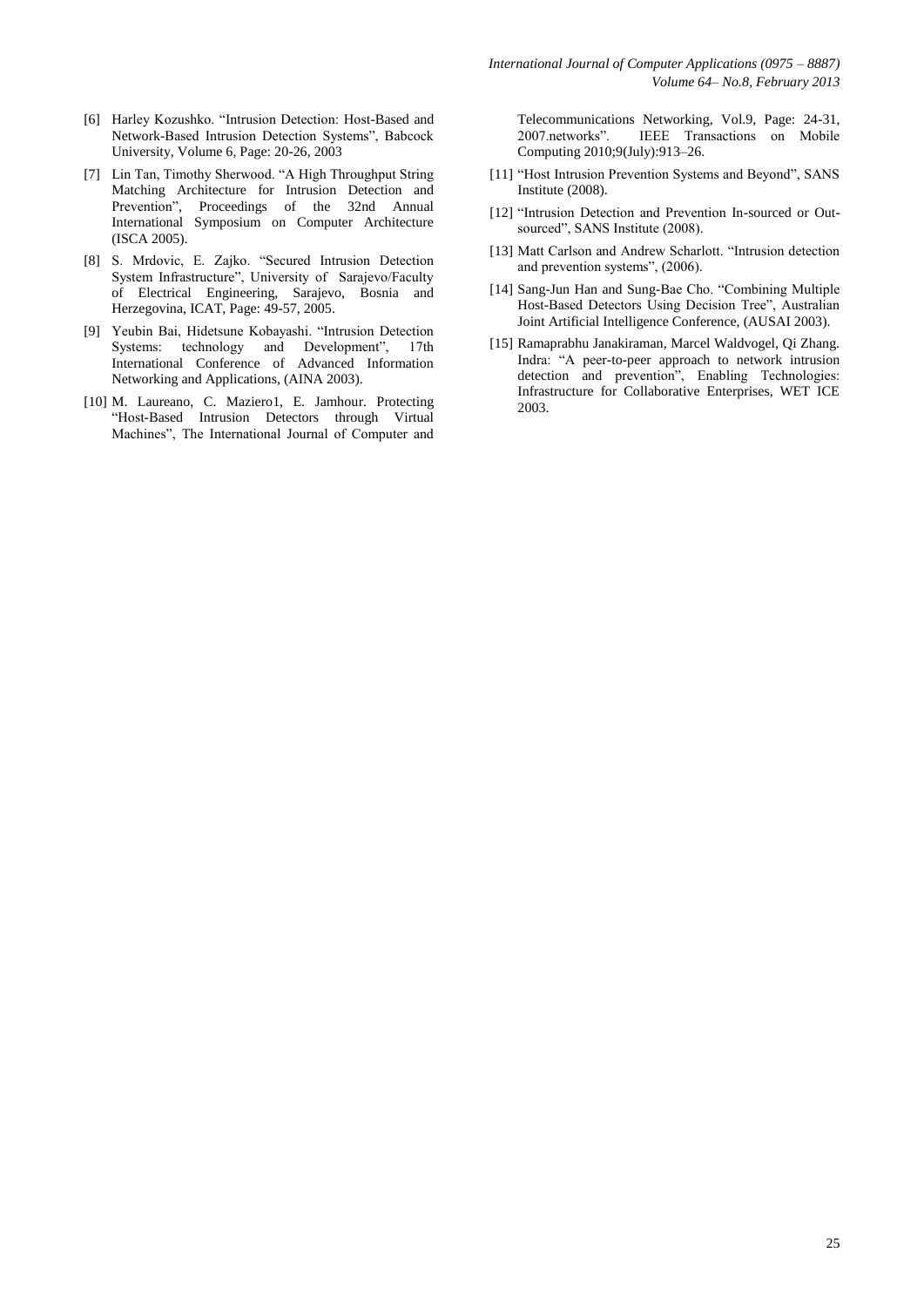[6] Harley Kozushko. "Intrusion Detection: Host-Based and Network-Based Intrusion Detection Systems", Babcock University, Volume 6, Page: 20-26, 2003

[7] Lin Tan, Timothy Sherwood. "A High Throughput String Matching Architecture for Intrusion Detection and Prevention", Proceedings of the 32nd Annual International Symposium on Computer Architecture (ISCA 2005).

[8] S. Mrdovic, E. Zajko. "Secured Intrusion Detection System Infrastructure", University of Sarajevo/Faculty of Electrical Engineering, Sarajevo, Bosnia and Herzegovina, ICAT, Page: 49-57, 2005.

[9] Yeubin Bai, Hidetsune Kobayashi. "Intrusion Detection Systems: technology and Development", 17th International Conference of Advanced Information Networking and Applications, (AINA 2003).

[10] M. Laureano, C. Maziero1, E. Jamhour. Protecting "Host-Based Intrusion Detectors through Virtual Machines", The International Journal of Computer and Telecommunications Networking, Vol.9, Page: 24-31, 2007.networks". IEEE Transactions on Mobile Computing 2010;9(July):913–26.

[11] "Host Intrusion Prevention Systems and Beyond", SANS Institute (2008).

[12] "Intrusion Detection and Prevention In-sourced or Out-sourced", SANS Institute (2008).

[13] Matt Carlson and Andrew Scharlott. "Intrusion detection and prevention systems", (2006).

[14] Sang-Jun Han and Sung-Bae Cho. "Combining Multiple Host-Based Detectors Using Decision Tree", Australian Joint Artificial Intelligence Conference, (AUSAI 2003).

[15] Ramaprabhu Janakiraman, Marcel Waldvogel, Qi Zhang. Indra: "A peer-to-peer approach to network intrusion detection and prevention", Enabling Technologies: Infrastructure for Collaborative Enterprises, WET ICE 2003.